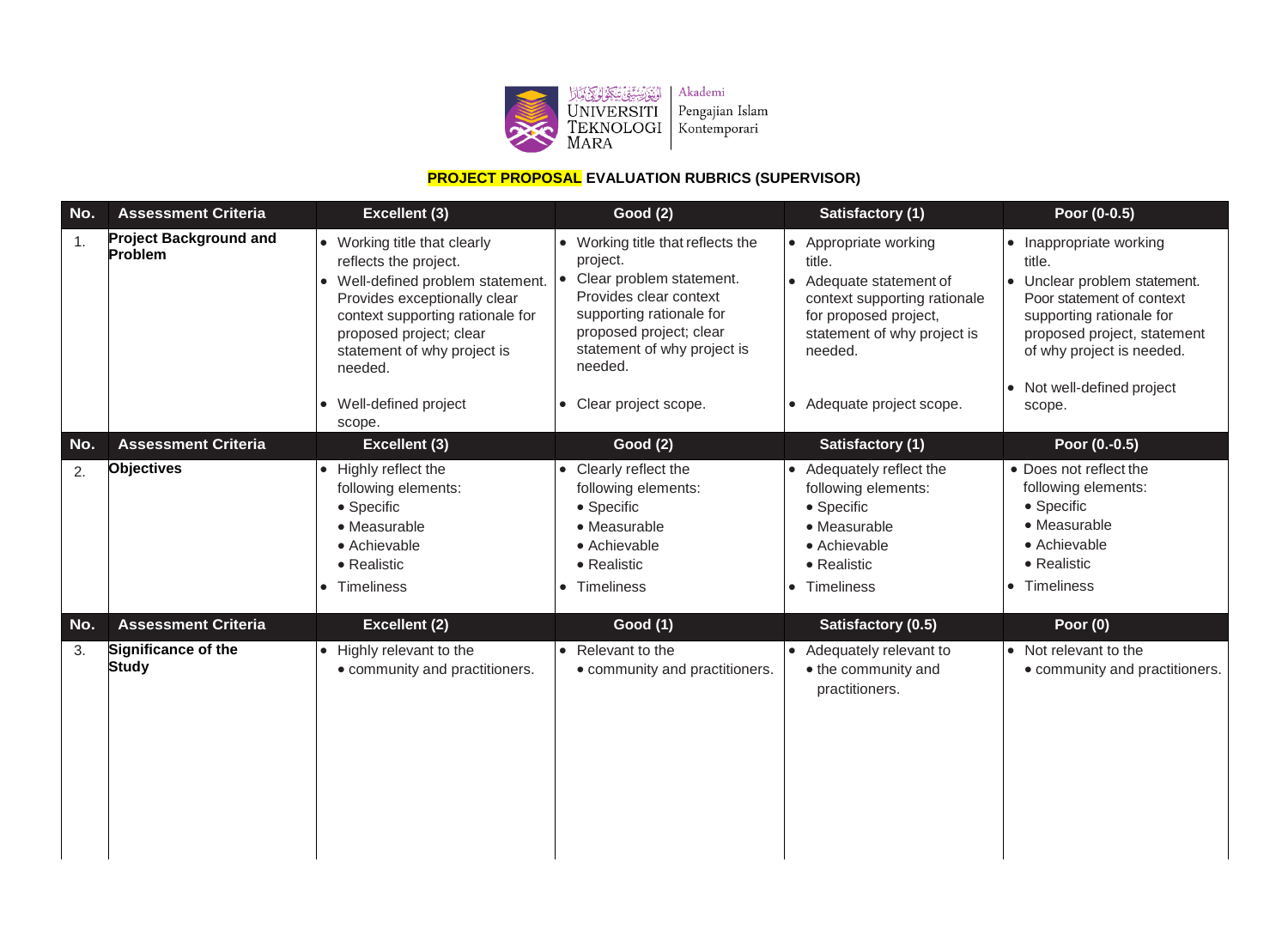Universiti Teknologi MARA | Akademi Pengajian Islam Kontemporari

**PROJECT PROPOSAL EVALUATION RUBRICS (SUPERVISOR)**

| No. | Assessment Criteria | Excellent (3) | Good (2) | Satisfactory (1) | Poor (0-0.5) |
|---|---|---|---|---|---|
| 1. | **Project Background and Problem** | • Working title that clearly reflects the project.<br>• Well-defined problem statement. Provides exceptionally clear context supporting rationale for proposed project; clear statement of why project is needed.<br>• Well-defined project scope. | • Working title that reflects the project.<br>• Clear problem statement. Provides clear context supporting rationale for proposed project; clear statement of why project is needed.<br>• Clear project scope. | • Appropriate working title.<br>• Adequate statement of context supporting rationale for proposed project, statement of why project is needed.<br>• Adequate project scope. | • Inappropriate working title.<br>• Unclear problem statement. Poor statement of context supporting rationale for proposed project, statement of why project is needed.<br>• Not well-defined project scope. |
| **No.** | **Assessment Criteria** | **Excellent (3)** | **Good (2)** | **Satisfactory (1)** | **Poor (0.-0.5)** |
| 2. | **Objectives** | • Highly reflect the following elements:<br>• Specific<br>• Measurable<br>• Achievable<br>• Realistic<br>• Timeliness | • Clearly reflect the following elements:<br>• Specific<br>• Measurable<br>• Achievable<br>• Realistic<br>• Timeliness | • Adequately reflect the following elements:<br>• Specific<br>• Measurable<br>• Achievable<br>• Realistic<br>• Timeliness | • Does not reflect the following elements:<br>• Specific<br>• Measurable<br>• Achievable<br>• Realistic<br>• Timeliness |
| **No.** | **Assessment Criteria** | **Excellent (2)** | **Good (1)** | **Satisfactory (0.5)** | **Poor (0)** |
| 3. | **Significance of the Study** | • Highly relevant to the<br>• community and practitioners. | • Relevant to the<br>• community and practitioners. | • Adequately relevant to<br>• the community and practitioners. | • Not relevant to the<br>• community and practitioners. |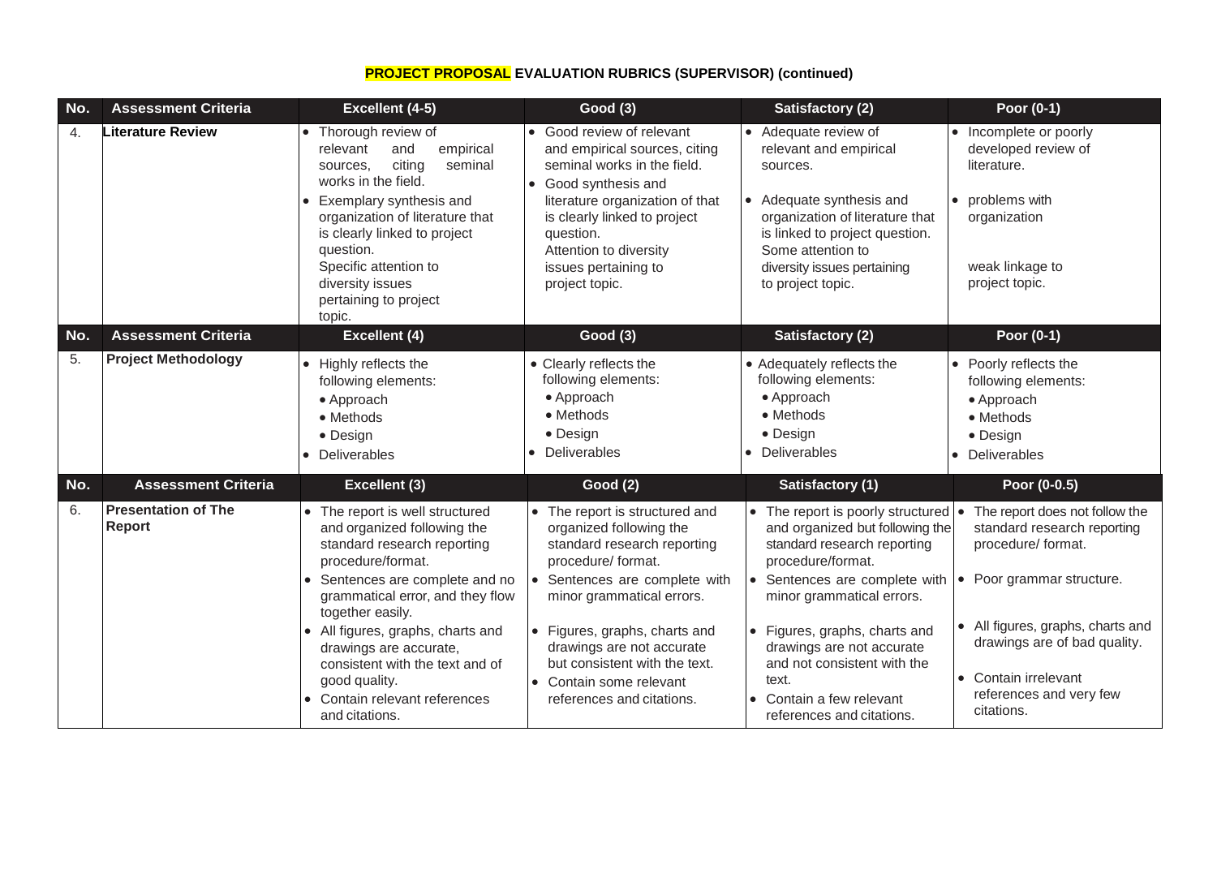**PROJECT PROPOSAL EVALUATION RUBRICS (SUPERVISOR) (continued)**

| No. | Assessment Criteria | Excellent (4-5) | Good (3) | Satisfactory (2) | Poor (0-1) |
|---|---|---|---|---|---|
| 4. | **Literature Review** | • Thorough review of relevant and empirical sources, citing seminal works in the field.<br>• Exemplary synthesis and organization of literature that is clearly linked to project question.<br>Specific attention to diversity issues pertaining to project topic. | • Good review of relevant and empirical sources, citing seminal works in the field.<br>• Good synthesis and literature organization of that is clearly linked to project question.<br>Attention to diversity issues pertaining to project topic. | • Adequate review of relevant and empirical sources.<br>• Adequate synthesis and organization of literature that is linked to project question. Some attention to diversity issues pertaining to project topic. | • Incomplete or poorly developed review of literature.<br>• problems with organization<br>weak linkage to project topic. |
| **No.** | **Assessment Criteria** | **Excellent (4)** | **Good (3)** | **Satisfactory (2)** | **Poor (0-1)** |
| 5. | **Project Methodology** | • Highly reflects the following elements:<br>• Approach<br>• Methods<br>• Design<br>• Deliverables | • Clearly reflects the following elements:<br>• Approach<br>• Methods<br>• Design<br>• Deliverables | • Adequately reflects the following elements:<br>• Approach<br>• Methods<br>• Design<br>• Deliverables | • Poorly reflects the following elements:<br>• Approach<br>• Methods<br>• Design<br>• Deliverables |
| **No.** | **Assessment Criteria** | **Excellent (3)** | **Good (2)** | **Satisfactory (1)** | **Poor (0-0.5)** |
| 6. | **Presentation of The Report** | • The report is well structured and organized following the standard research reporting procedure/format.<br>• Sentences are complete and no grammatical error, and they flow together easily.<br>• All figures, graphs, charts and drawings are accurate, consistent with the text and of good quality.<br>• Contain relevant references and citations. | • The report is structured and organized following the standard research reporting procedure/ format.<br>• Sentences are complete with minor grammatical errors.<br>• Figures, graphs, charts and drawings are not accurate but consistent with the text.<br>• Contain some relevant references and citations. | • The report is poorly structured and organized but following the standard research reporting procedure/format.<br>• Sentences are complete with minor grammatical errors.<br>• Figures, graphs, charts and drawings are not accurate and not consistent with the text.<br>• Contain a few relevant references and citations. | • The report does not follow the standard research reporting procedure/ format.<br>• Poor grammar structure.<br>• All figures, graphs, charts and drawings are of bad quality.<br>• Contain irrelevant references and very few citations. |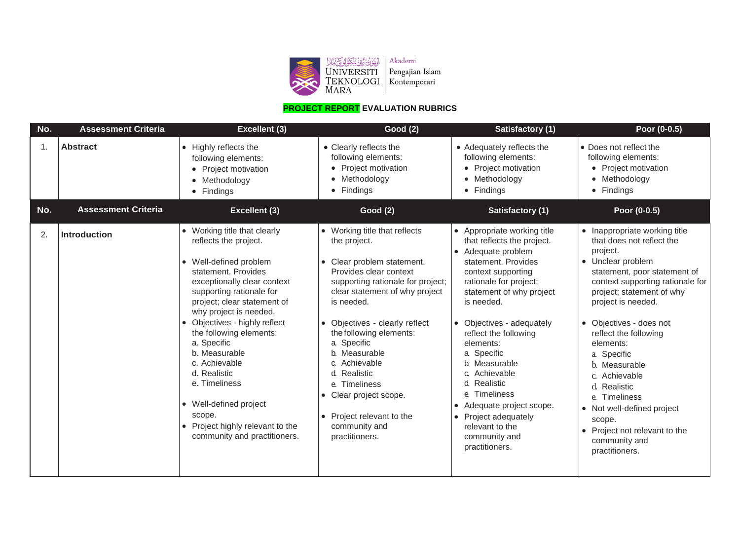Akademi Pengajian Islam Kontemporari

**PROJECT REPORT EVALUATION RUBRICS**

| No. | Assessment Criteria | Excellent (3) | Good (2) | Satisfactory (1) | Poor (0-0.5) |
|---|---|---|---|---|---|
| 1. | **Abstract** | • Highly reflects the following elements:<br>• Project motivation<br>• Methodology<br>• Findings | • Clearly reflects the following elements:<br>• Project motivation<br>• Methodology<br>• Findings | • Adequately reflects the following elements:<br>• Project motivation<br>• Methodology<br>• Findings | • Does not reflect the following elements:<br>• Project motivation<br>• Methodology<br>• Findings |
| **No.** | **Assessment Criteria** | **Excellent (3)** | **Good (2)** | **Satisfactory (1)** | **Poor (0-0.5)** |
| 2. | **Introduction** | • Working title that clearly reflects the project.<br>• Well-defined problem statement. Provides exceptionally clear context supporting rationale for project; clear statement of why project is needed.<br>• Objectives - highly reflect the following elements:<br>a. Specific<br>b. Measurable<br>c. Achievable<br>d. Realistic<br>e. Timeliness<br>• Well-defined project scope.<br>• Project highly relevant to the community and practitioners. | • Working title that reflects the project.<br>• Clear problem statement. Provides clear context supporting rationale for project; clear statement of why project is needed.<br>• Objectives - clearly reflect the following elements:<br>a. Specific<br>b. Measurable<br>c. Achievable<br>d. Realistic<br>e. Timeliness<br>• Clear project scope.<br>• Project relevant to the community and practitioners. | • Appropriate working title that reflects the project.<br>• Adequate problem statement. Provides context supporting rationale for project; statement of why project is needed.<br>• Objectives - adequately reflect the following elements:<br>a. Specific<br>b. Measurable<br>c. Achievable<br>d. Realistic<br>e. Timeliness<br>• Adequate project scope.<br>• Project adequately relevant to the community and practitioners. | • Inappropriate working title that does not reflect the project.<br>• Unclear problem statement, poor statement of context supporting rationale for project; statement of why project is needed.<br>• Objectives - does not reflect the following elements:<br>a. Specific<br>b. Measurable<br>c. Achievable<br>d. Realistic<br>e. Timeliness<br>• Not well-defined project scope.<br>• Project not relevant to the community and practitioners. |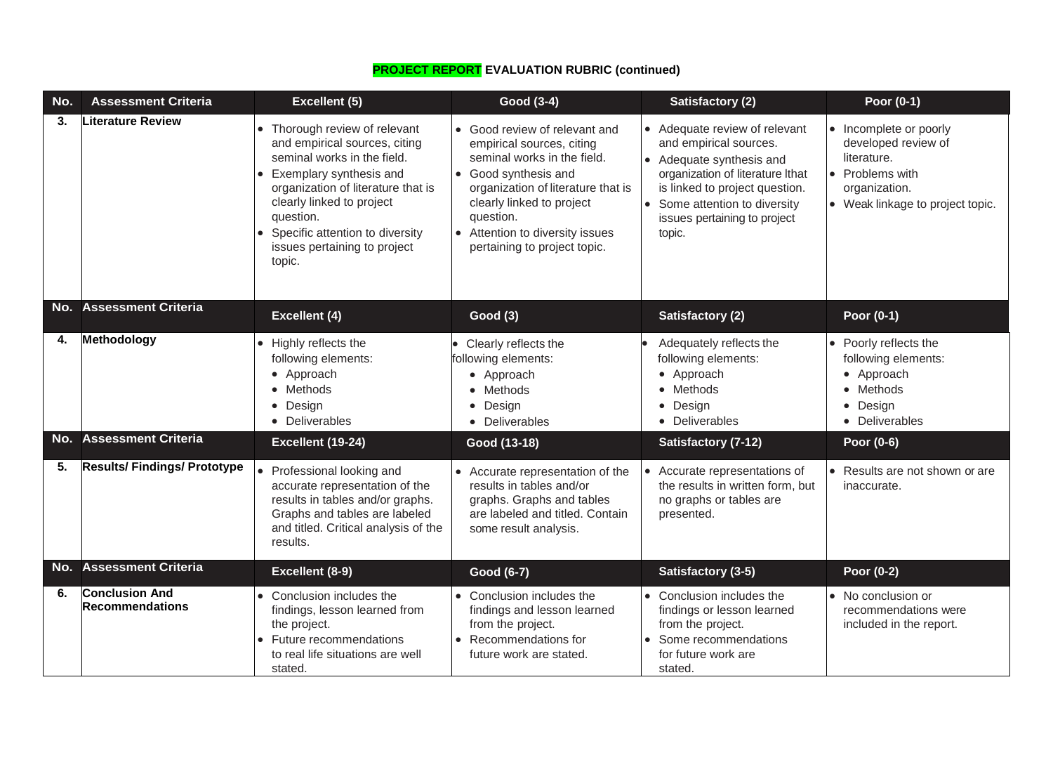**PROJECT REPORT EVALUATION RUBRIC (continued)**

| No. | Assessment Criteria | Excellent (5) | Good (3-4) | Satisfactory (2) | Poor (0-1) |
|---|---|---|---|---|---|
| 3. | **Literature Review** | • Thorough review of relevant and empirical sources, citing seminal works in the field.<br>• Exemplary synthesis and organization of literature that is clearly linked to project question.<br>• Specific attention to diversity issues pertaining to project topic. | • Good review of relevant and empirical sources, citing seminal works in the field.<br>• Good synthesis and organization of literature that is clearly linked to project question.<br>• Attention to diversity issues pertaining to project topic. | • Adequate review of relevant and empirical sources.<br>• Adequate synthesis and organization of literature lthat is linked to project question.<br>• Some attention to diversity issues pertaining to project topic. | • Incomplete or poorly developed review of literature.<br>• Problems with organization.<br>• Weak linkage to project topic. |
| **No.** | **Assessment Criteria** | **Excellent (4)** | **Good (3)** | **Satisfactory (2)** | **Poor (0-1)** |
| 4. | **Methodology** | • Highly reflects the following elements:<br>• Approach<br>• Methods<br>• Design<br>• Deliverables | • Clearly reflects the following elements:<br>• Approach<br>• Methods<br>• Design<br>• Deliverables | • Adequately reflects the following elements:<br>• Approach<br>• Methods<br>• Design<br>• Deliverables | • Poorly reflects the following elements:<br>• Approach<br>• Methods<br>• Design<br>• Deliverables |
| **No.** | **Assessment Criteria** | **Excellent (19-24)** | **Good (13-18)** | **Satisfactory (7-12)** | **Poor (0-6)** |
| 5. | **Results/ Findings/ Prototype** | • Professional looking and accurate representation of the results in tables and/or graphs. Graphs and tables are labeled and titled. Critical analysis of the results. | • Accurate representation of the results in tables and/or graphs. Graphs and tables are labeled and titled. Contain some result analysis. | • Accurate representations of the results in written form, but no graphs or tables are presented. | • Results are not shown or are inaccurate. |
| **No.** | **Assessment Criteria** | **Excellent (8-9)** | **Good (6-7)** | **Satisfactory (3-5)** | **Poor (0-2)** |
| 6. | **Conclusion And Recommendations** | • Conclusion includes the findings, lesson learned from the project.<br>• Future recommendations to real life situations are well stated. | • Conclusion includes the findings and lesson learned from the project.<br>• Recommendations for future work are stated. | • Conclusion includes the findings or lesson learned from the project.<br>• Some recommendations for future work are stated. | • No conclusion or recommendations were included in the report. |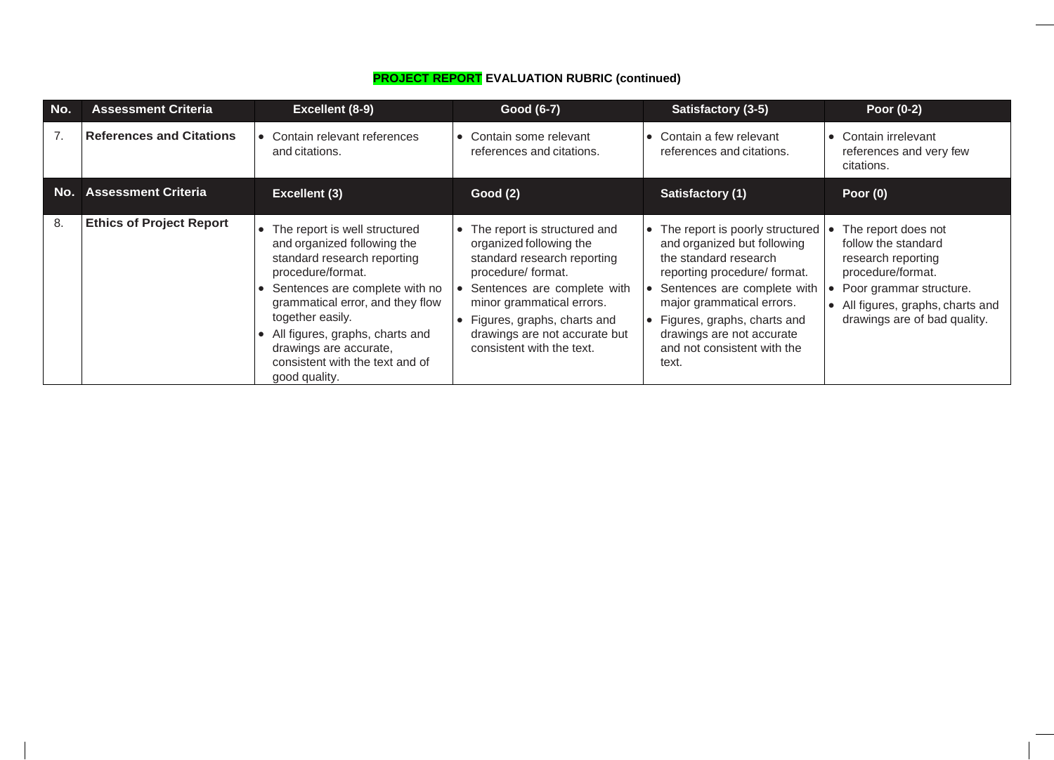**PROJECT REPORT EVALUATION RUBRIC (continued)**

| No. | Assessment Criteria | Excellent (8-9) | Good (6-7) | Satisfactory (3-5) | Poor (0-2) |
|---|---|---|---|---|---|
| 7. | **References and Citations** | • Contain relevant references and citations. | • Contain some relevant references and citations. | • Contain a few relevant references and citations. | • Contain irrelevant references and very few citations. |
| **No.** | **Assessment Criteria** | **Excellent (3)** | **Good (2)** | **Satisfactory (1)** | **Poor (0)** |
| 8. | **Ethics of Project Report** | • The report is well structured and organized following the standard research reporting procedure/format.<br>• Sentences are complete with no grammatical error, and they flow together easily.<br>• All figures, graphs, charts and drawings are accurate, consistent with the text and of good quality. | • The report is structured and organized following the standard research reporting procedure/ format.<br>• Sentences are complete with minor grammatical errors.<br>• Figures, graphs, charts and drawings are not accurate but consistent with the text. | • The report is poorly structured and organized but following the standard research reporting procedure/ format.<br>• Sentences are complete with major grammatical errors.<br>• Figures, graphs, charts and drawings are not accurate and not consistent with the text. | • The report does not follow the standard research reporting procedure/format.<br>• Poor grammar structure.<br>• All figures, graphs, charts and drawings are of bad quality. |